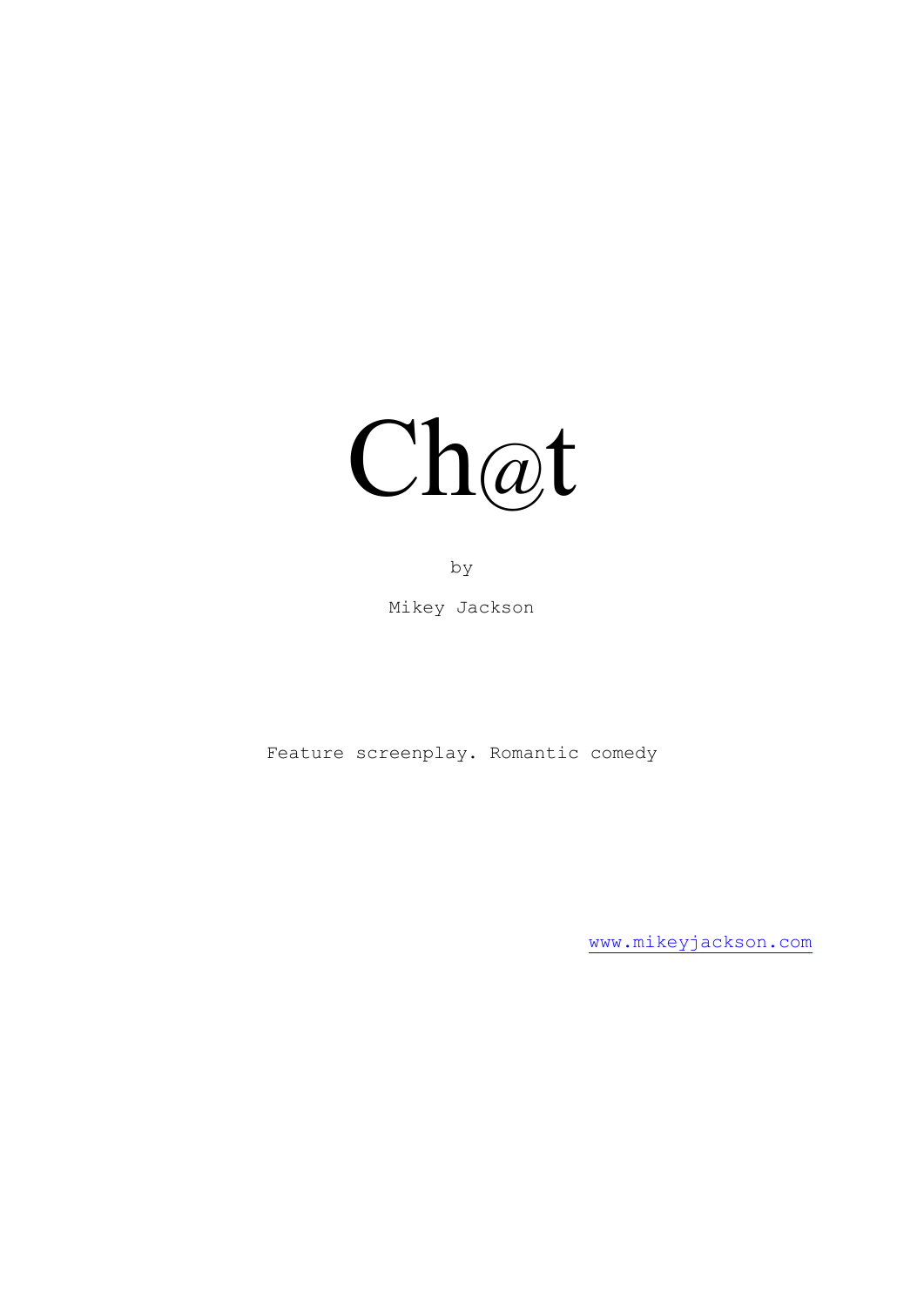# Ch@t

by

Mikey Jackson

Feature screenplay. Romantic comedy

www.mikeyjackson.com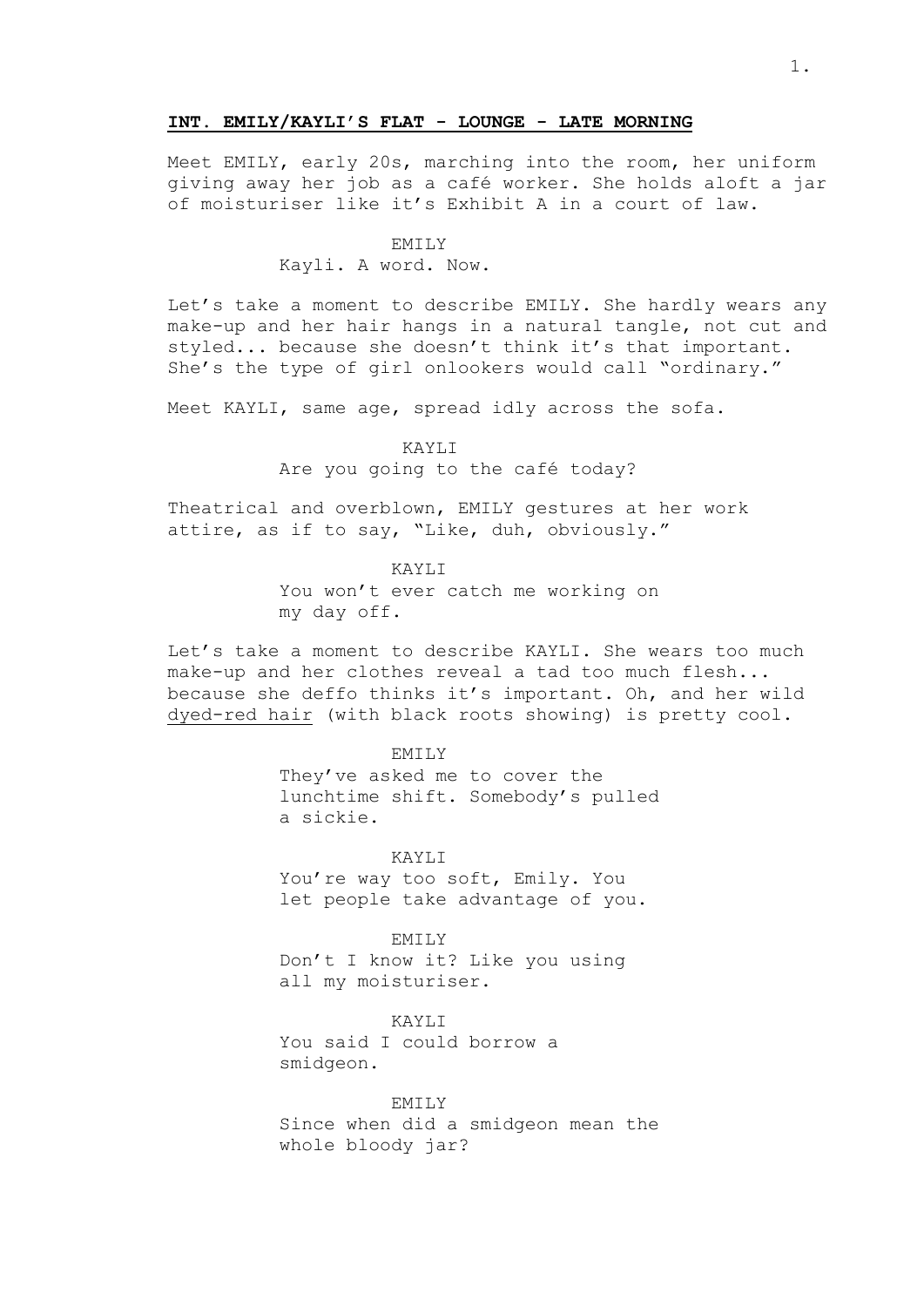**INT. EMILY/KAYLI'S FLAT - LOUNGE - LATE MORNING**

Meet EMILY, early 20s, marching into the room, her uniform giving away her job as a café worker. She holds aloft a jar of moisturiser like it's Exhibit A in a court of law.

EMILY
Kayli. A word. Now.

Let's take a moment to describe EMILY. She hardly wears any make-up and her hair hangs in a natural tangle, not cut and styled... because she doesn't think it's that important. She's the type of girl onlookers would call "ordinary."

Meet KAYLI, same age, spread idly across the sofa.

KAYLI
Are you going to the café today?

Theatrical and overblown, EMILY gestures at her work attire, as if to say, "Like, duh, obviously."

KAYLI
You won't ever catch me working on my day off.

Let's take a moment to describe KAYLI. She wears too much make-up and her clothes reveal a tad too much flesh... because she deffo thinks it's important. Oh, and her wild <u>dyed-red hair</u> (with black roots showing) is pretty cool.

EMILY
They've asked me to cover the lunchtime shift. Somebody's pulled a sickie.

KAYLI
You're way too soft, Emily. You let people take advantage of you.

EMILY
Don't I know it? Like you using all my moisturiser.

KAYLI
You said I could borrow a smidgeon.

EMILY
Since when did a smidgeon mean the whole bloody jar?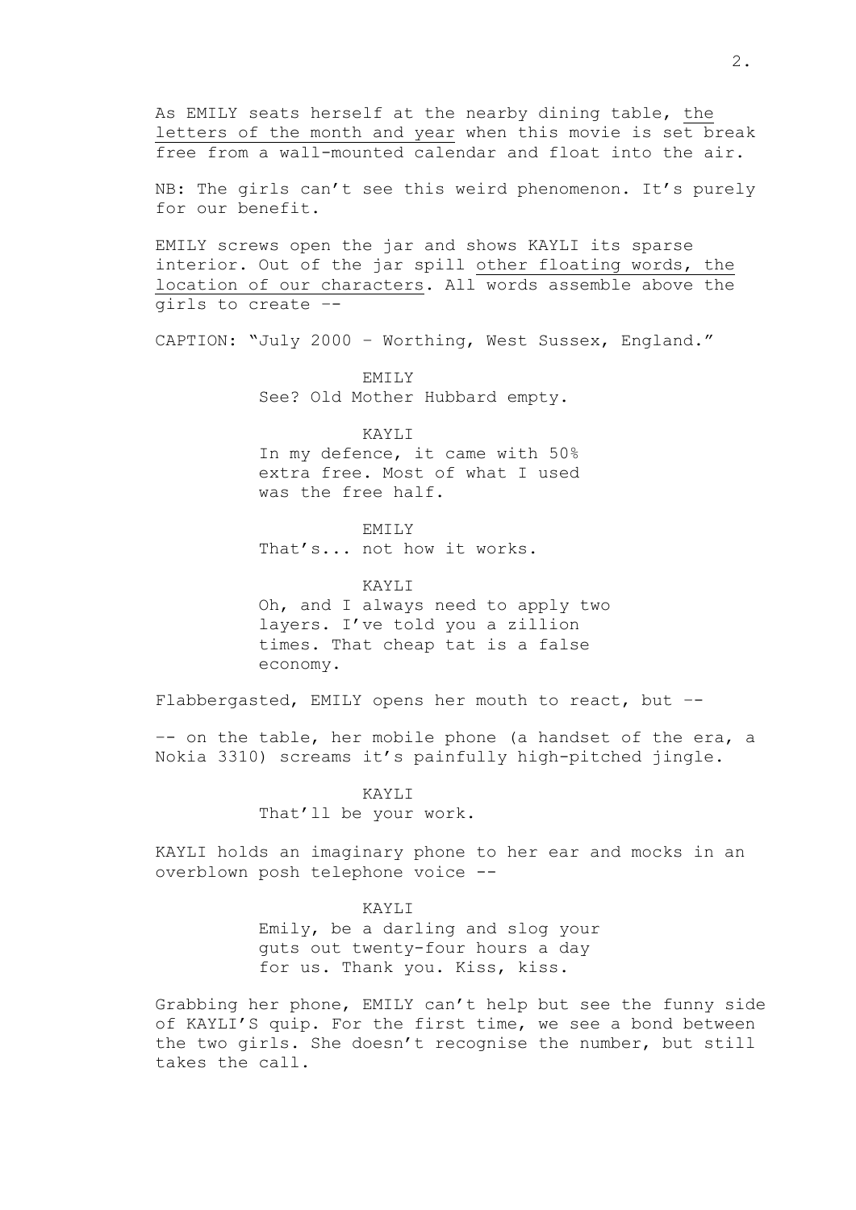As EMILY seats herself at the nearby dining table, <u>the letters of the month and year</u> when this movie is set break free from a wall-mounted calendar and float into the air.

NB: The girls can't see this weird phenomenon. It's purely for our benefit.

EMILY screws open the jar and shows KAYLI its sparse interior. Out of the jar spill <u>other floating words, the location of our characters</u>. All words assemble above the girls to create --

CAPTION: "July 2000 – Worthing, West Sussex, England."

EMILY
See? Old Mother Hubbard empty.

KAYLI
In my defence, it came with 50% extra free. Most of what I used was the free half.

EMILY
That's... not how it works.

KAYLI
Oh, and I always need to apply two layers. I've told you a zillion times. That cheap tat is a false economy.

Flabbergasted, EMILY opens her mouth to react, but --

-- on the table, her mobile phone (a handset of the era, a Nokia 3310) screams it's painfully high-pitched jingle.

KAYLI
That'll be your work.

KAYLI holds an imaginary phone to her ear and mocks in an overblown posh telephone voice --

KAYLI
Emily, be a darling and slog your guts out twenty-four hours a day for us. Thank you. Kiss, kiss.

Grabbing her phone, EMILY can't help but see the funny side of KAYLI'S quip. For the first time, we see a bond between the two girls. She doesn't recognise the number, but still takes the call.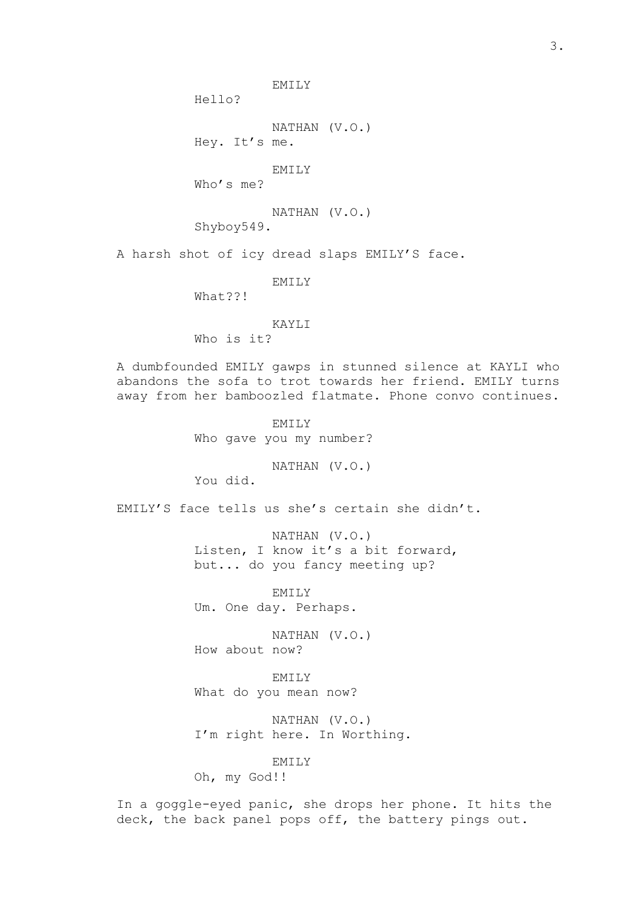EMILY

Hello?

NATHAN (V.O.)

Hey. It’s me.

EMILY

Who’s me?

NATHAN (V.O.)

Shyboy549.

A harsh shot of icy dread slaps EMILY’S face.

EMILY

What??!

KAYLI

Who is it?

A dumbfounded EMILY gawps in stunned silence at KAYLI who abandons the sofa to trot towards her friend. EMILY turns away from her bamboozled flatmate. Phone convo continues.

EMILY

Who gave you my number?

NATHAN (V.O.)

You did.

EMILY’S face tells us she’s certain she didn’t.

NATHAN (V.O.)

Listen, I know it’s a bit forward, but... do you fancy meeting up?

EMILY

Um. One day. Perhaps.

NATHAN (V.O.)

How about now?

EMILY

What do you mean now?

NATHAN (V.O.)

I’m right here. In Worthing.

EMILY

Oh, my God!!

In a goggle-eyed panic, she drops her phone. It hits the deck, the back panel pops off, the battery pings out.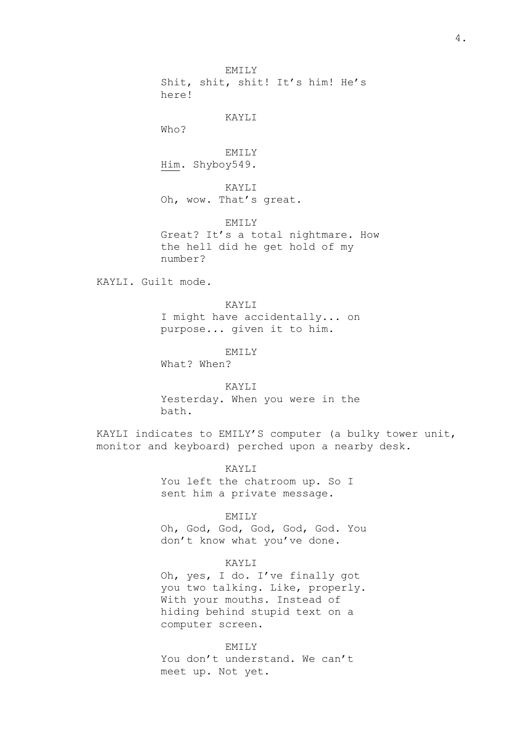EMILY

Shit, shit, shit! It's him! He's here!

KAYLI

Who?

EMILY

Him. Shyboy549.

KAYLI

Oh, wow. That's great.

EMILY

Great? It's a total nightmare. How the hell did he get hold of my number?

KAYLI. Guilt mode.

KAYLI

I might have accidentally... on purpose... given it to him.

EMILY

What? When?

KAYLI

Yesterday. When you were in the bath.

KAYLI indicates to EMILY'S computer (a bulky tower unit, monitor and keyboard) perched upon a nearby desk.

KAYLI

You left the chatroom up. So I sent him a private message.

EMILY

Oh, God, God, God, God, God. You don't know what you've done.

KAYLI

Oh, yes, I do. I've finally got you two talking. Like, properly. With your mouths. Instead of hiding behind stupid text on a computer screen.

EMILY

You don't understand. We can't meet up. Not yet.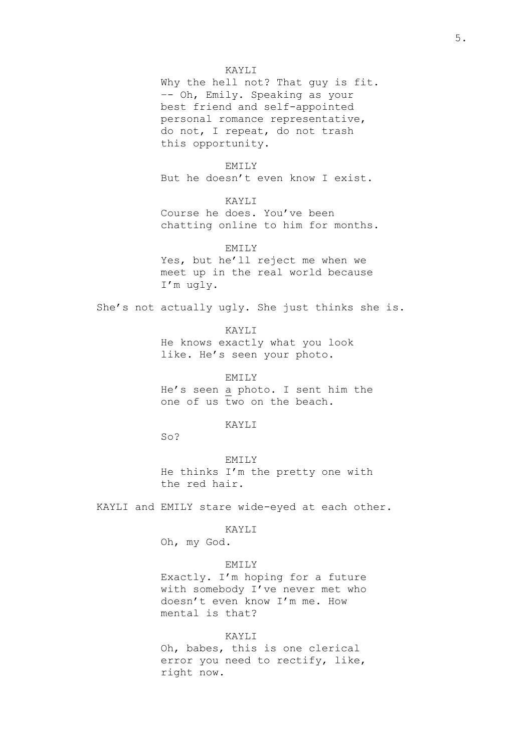KAYLI

Why the hell not? That guy is fit. -- Oh, Emily. Speaking as your best friend and self-appointed personal romance representative, do not, I repeat, do not trash this opportunity.

EMILY

But he doesn't even know I exist.

KAYLI

Course he does. You've been chatting online to him for months.

EMILY

Yes, but he'll reject me when we meet up in the real world because I'm ugly.

She's not actually ugly. She just thinks she is.

KAYLI

He knows exactly what you look like. He's seen your photo.

EMILY

He's seen <u>a</u> photo. I sent him the one of us two on the beach.

KAYLI

So?

EMILY

He thinks I'm the pretty one with the red hair.

KAYLI and EMILY stare wide-eyed at each other.

KAYLI

Oh, my God.

EMILY

Exactly. I'm hoping for a future with somebody I've never met who doesn't even know I'm me. How mental is that?

KAYLI

Oh, babes, this is one clerical error you need to rectify, like, right now.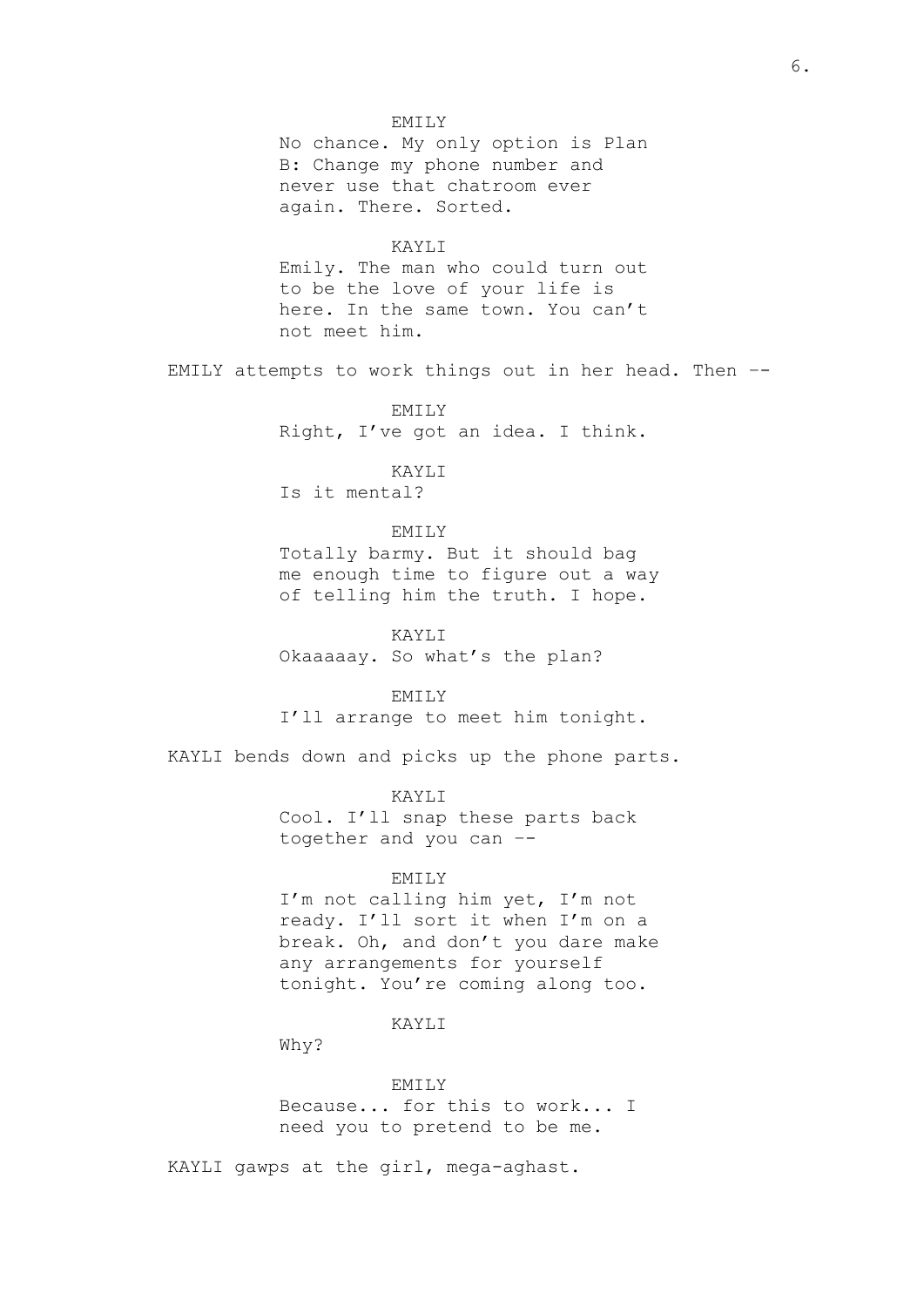EMILY

No chance. My only option is Plan B: Change my phone number and never use that chatroom ever again. There. Sorted.

KAYLI

Emily. The man who could turn out to be the love of your life is here. In the same town. You can't not meet him.

EMILY attempts to work things out in her head. Then --

EMILY

Right, I've got an idea. I think.

KAYLI

Is it mental?

EMILY

Totally barmy. But it should bag me enough time to figure out a way of telling him the truth. I hope.

KAYLI

Okaaaaay. So what's the plan?

EMILY

I'll arrange to meet him tonight.

KAYLI bends down and picks up the phone parts.

KAYLI

Cool. I'll snap these parts back together and you can --

EMILY

I'm not calling him yet, I'm not ready. I'll sort it when I'm on a break. Oh, and don't you dare make any arrangements for yourself tonight. You're coming along too.

KAYLI

Why?

EMILY

Because... for this to work... I need you to pretend to be me.

KAYLI gawps at the girl, mega-aghast.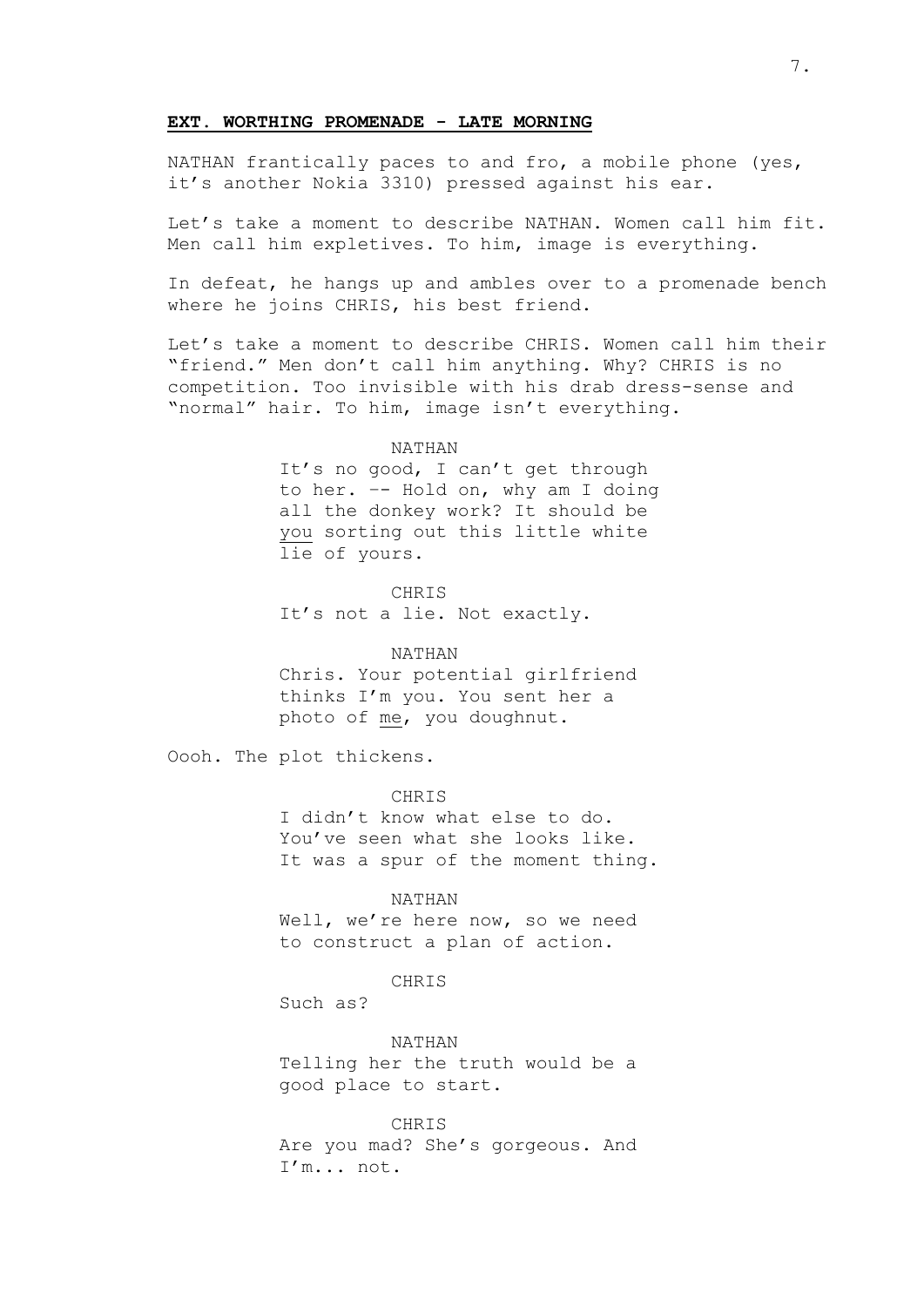**EXT. WORTHING PROMENADE - LATE MORNING**

NATHAN frantically paces to and fro, a mobile phone (yes, it's another Nokia 3310) pressed against his ear.

Let's take a moment to describe NATHAN. Women call him fit. Men call him expletives. To him, image is everything.

In defeat, he hangs up and ambles over to a promenade bench where he joins CHRIS, his best friend.

Let's take a moment to describe CHRIS. Women call him their "friend." Men don't call him anything. Why? CHRIS is no competition. Too invisible with his drab dress-sense and "normal" hair. To him, image isn't everything.

NATHAN
It's no good, I can't get through to her. –- Hold on, why am I doing all the donkey work? It should be <u>you</u> sorting out this little white lie of yours.

CHRIS
It's not a lie. Not exactly.

NATHAN
Chris. Your potential girlfriend thinks I'm you. You sent her a photo of <u>me</u>, you doughnut.

Oooh. The plot thickens.

CHRIS
I didn't know what else to do. You've seen what she looks like. It was a spur of the moment thing.

NATHAN
Well, we're here now, so we need to construct a plan of action.

CHRIS
Such as?

NATHAN
Telling her the truth would be a good place to start.

CHRIS
Are you mad? She's gorgeous. And I'm... not.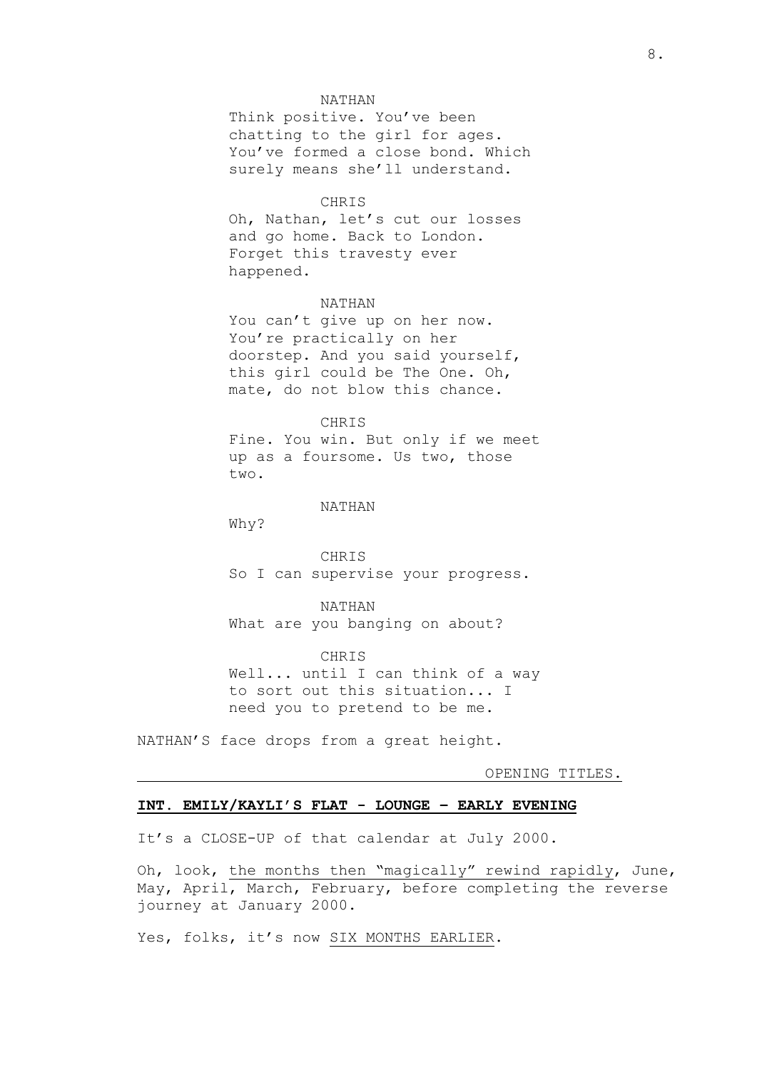NATHAN

Think positive. You've been chatting to the girl for ages. You've formed a close bond. Which surely means she'll understand.

CHRIS

Oh, Nathan, let's cut our losses and go home. Back to London. Forget this travesty ever happened.

NATHAN

You can't give up on her now. You're practically on her doorstep. And you said yourself, this girl could be The One. Oh, mate, do not blow this chance.

CHRIS

Fine. You win. But only if we meet up as a foursome. Us two, those two.

NATHAN

Why?

CHRIS

So I can supervise your progress.

NATHAN

What are you banging on about?

CHRIS

Well... until I can think of a way to sort out this situation... I need you to pretend to be me.

NATHAN'S face drops from a great height.

<u>OPENING TITLES.</u>

**<u>INT. EMILY/KAYLI'S FLAT - LOUNGE – EARLY EVENING</u>**

It's a CLOSE-UP of that calendar at July 2000.

Oh, look, <u>the months then "magically" rewind rapidly</u>, June, May, April, March, February, before completing the reverse journey at January 2000.

Yes, folks, it's now <u>SIX MONTHS EARLIER</u>.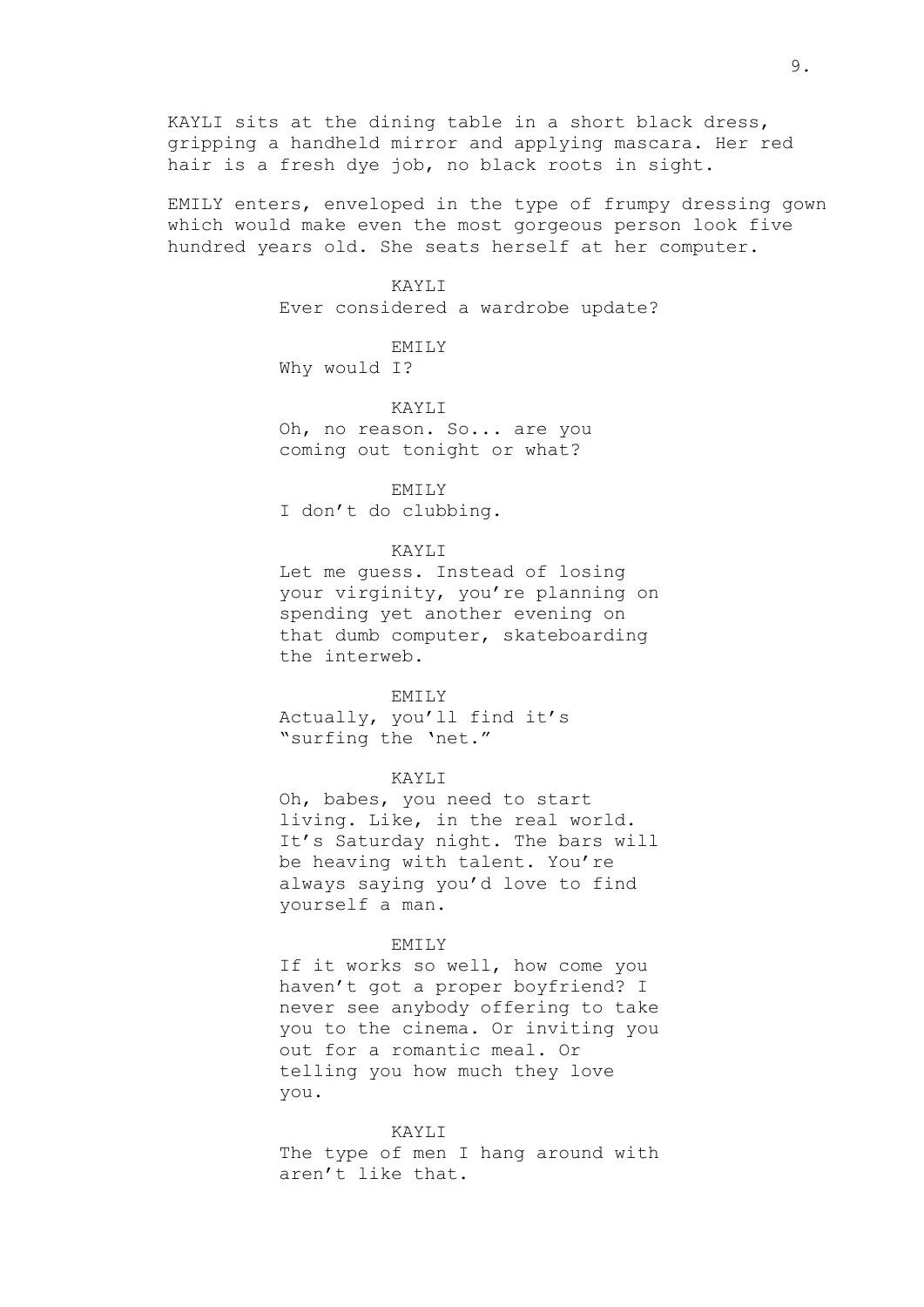KAYLI sits at the dining table in a short black dress, gripping a handheld mirror and applying mascara. Her red hair is a fresh dye job, no black roots in sight.

EMILY enters, enveloped in the type of frumpy dressing gown which would make even the most gorgeous person look five hundred years old. She seats herself at her computer.

KAYLI
Ever considered a wardrobe update?

EMILY
Why would I?

KAYLI
Oh, no reason. So... are you coming out tonight or what?

EMILY
I don't do clubbing.

KAYLI
Let me guess. Instead of losing your virginity, you're planning on spending yet another evening on that dumb computer, skateboarding the interweb.

EMILY
Actually, you'll find it's "surfing the 'net."

KAYLI
Oh, babes, you need to start living. Like, in the real world. It's Saturday night. The bars will be heaving with talent. You're always saying you'd love to find yourself a man.

EMILY
If it works so well, how come you haven't got a proper boyfriend? I never see anybody offering to take you to the cinema. Or inviting you out for a romantic meal. Or telling you how much they love you.

KAYLI
The type of men I hang around with aren't like that.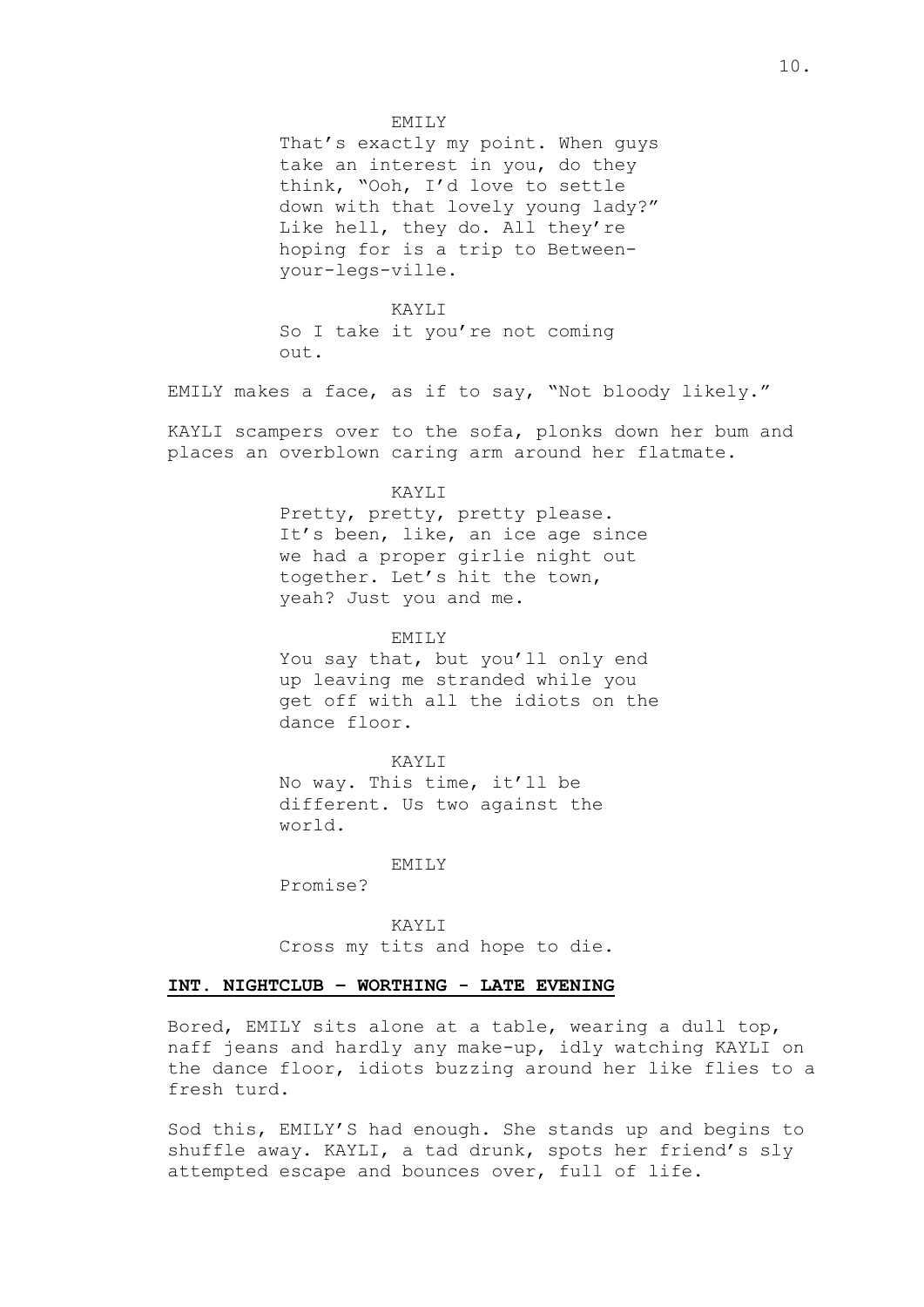EMILY

That's exactly my point. When guys take an interest in you, do they think, "Ooh, I'd love to settle down with that lovely young lady?" Like hell, they do. All they're hoping for is a trip to Between-your-legs-ville.

KAYLI

So I take it you're not coming out.

EMILY makes a face, as if to say, "Not bloody likely."

KAYLI scampers over to the sofa, plonks down her bum and places an overblown caring arm around her flatmate.

KAYLI

Pretty, pretty, pretty please. It's been, like, an ice age since we had a proper girlie night out together. Let's hit the town, yeah? Just you and me.

EMILY

You say that, but you'll only end up leaving me stranded while you get off with all the idiots on the dance floor.

KAYLI

No way. This time, it'll be different. Us two against the world.

EMILY

Promise?

KAYLI

Cross my tits and hope to die.

**INT. NIGHTCLUB – WORTHING - LATE EVENING**

Bored, EMILY sits alone at a table, wearing a dull top, naff jeans and hardly any make-up, idly watching KAYLI on the dance floor, idiots buzzing around her like flies to a fresh turd.

Sod this, EMILY'S had enough. She stands up and begins to shuffle away. KAYLI, a tad drunk, spots her friend's sly attempted escape and bounces over, full of life.